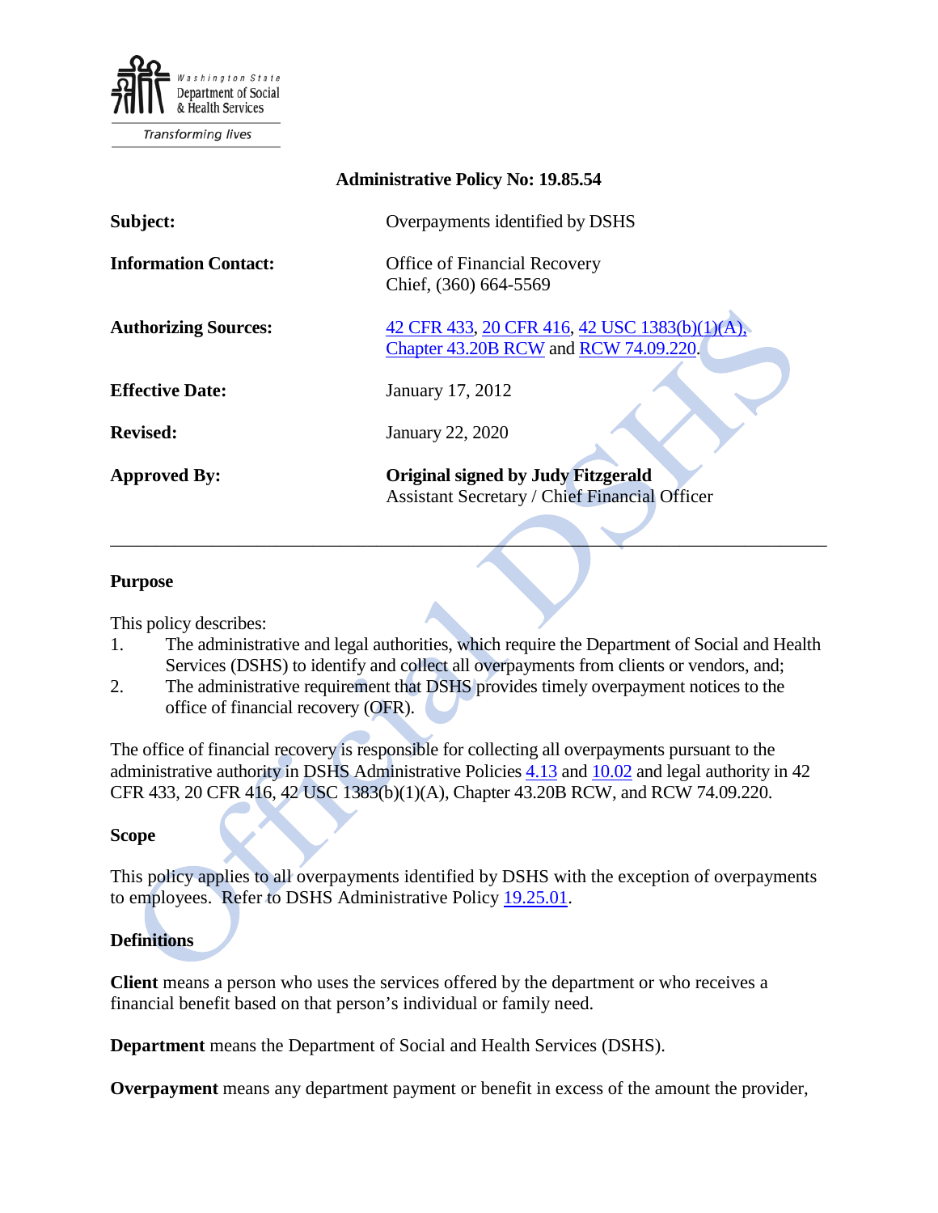Washington State Department of Social & Health Services

Transforming lives

**Administrative Policy No: 19.85.54**

| | |
|---|---|
| **Subject:** | Overpayments identified by DSHS |
| **Information Contact:** | Office of Financial Recovery<br>Chief, (360) 664-5569 |
| **Authorizing Sources:** | 42 CFR 433, 20 CFR 416, 42 USC 1383(b)(1)(A), Chapter 43.20B RCW and RCW 74.09.220. |
| **Effective Date:** | January 17, 2012 |
| **Revised:** | January 22, 2020 |
| **Approved By:** | **Original signed by Judy Fitzgerald**<br>Assistant Secretary / Chief Financial Officer |

---

### Purpose

This policy describes:

1. The administrative and legal authorities, which require the Department of Social and Health Services (DSHS) to identify and collect all overpayments from clients or vendors, and;
2. The administrative requirement that DSHS provides timely overpayment notices to the office of financial recovery (OFR).

The office of financial recovery is responsible for collecting all overpayments pursuant to the administrative authority in DSHS Administrative Policies 4.13 and 10.02 and legal authority in 42 CFR 433, 20 CFR 416, 42 USC 1383(b)(1)(A), Chapter 43.20B RCW, and RCW 74.09.220.

### Scope

This policy applies to all overpayments identified by DSHS with the exception of overpayments to employees. Refer to DSHS Administrative Policy 19.25.01.

### Definitions

**Client** means a person who uses the services offered by the department or who receives a financial benefit based on that person's individual or family need.

**Department** means the Department of Social and Health Services (DSHS).

**Overpayment** means any department payment or benefit in excess of the amount the provider,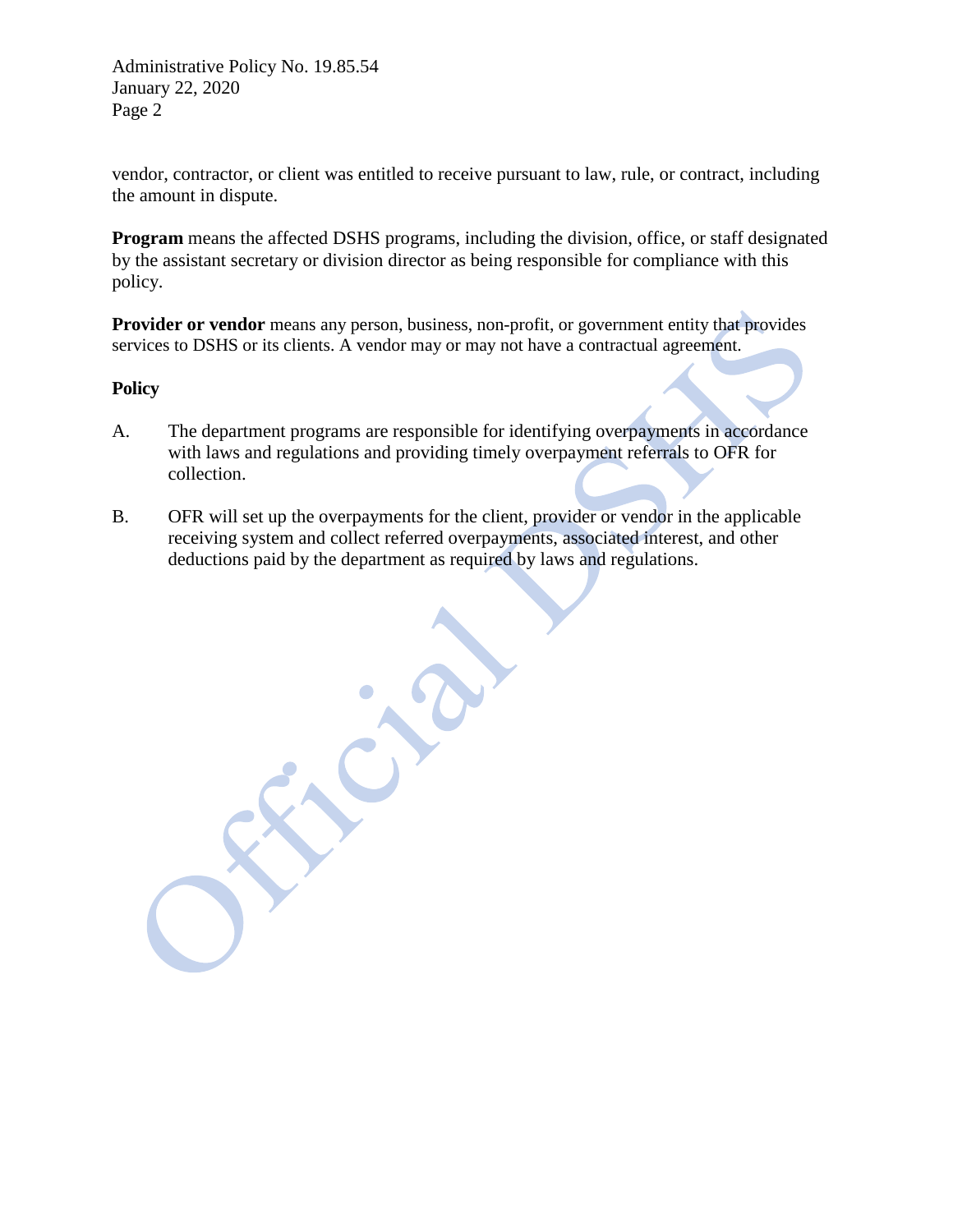vendor, contractor, or client was entitled to receive pursuant to law, rule, or contract, including the amount in dispute.

**Program** means the affected DSHS programs, including the division, office, or staff designated by the assistant secretary or division director as being responsible for compliance with this policy.

**Provider or vendor** means any person, business, non-profit, or government entity that provides services to DSHS or its clients. A vendor may or may not have a contractual agreement.

**Policy**

A. The department programs are responsible for identifying overpayments in accordance with laws and regulations and providing timely overpayment referrals to OFR for collection.

B. OFR will set up the overpayments for the client, provider or vendor in the applicable receiving system and collect referred overpayments, associated interest, and other deductions paid by the department as required by laws and regulations.